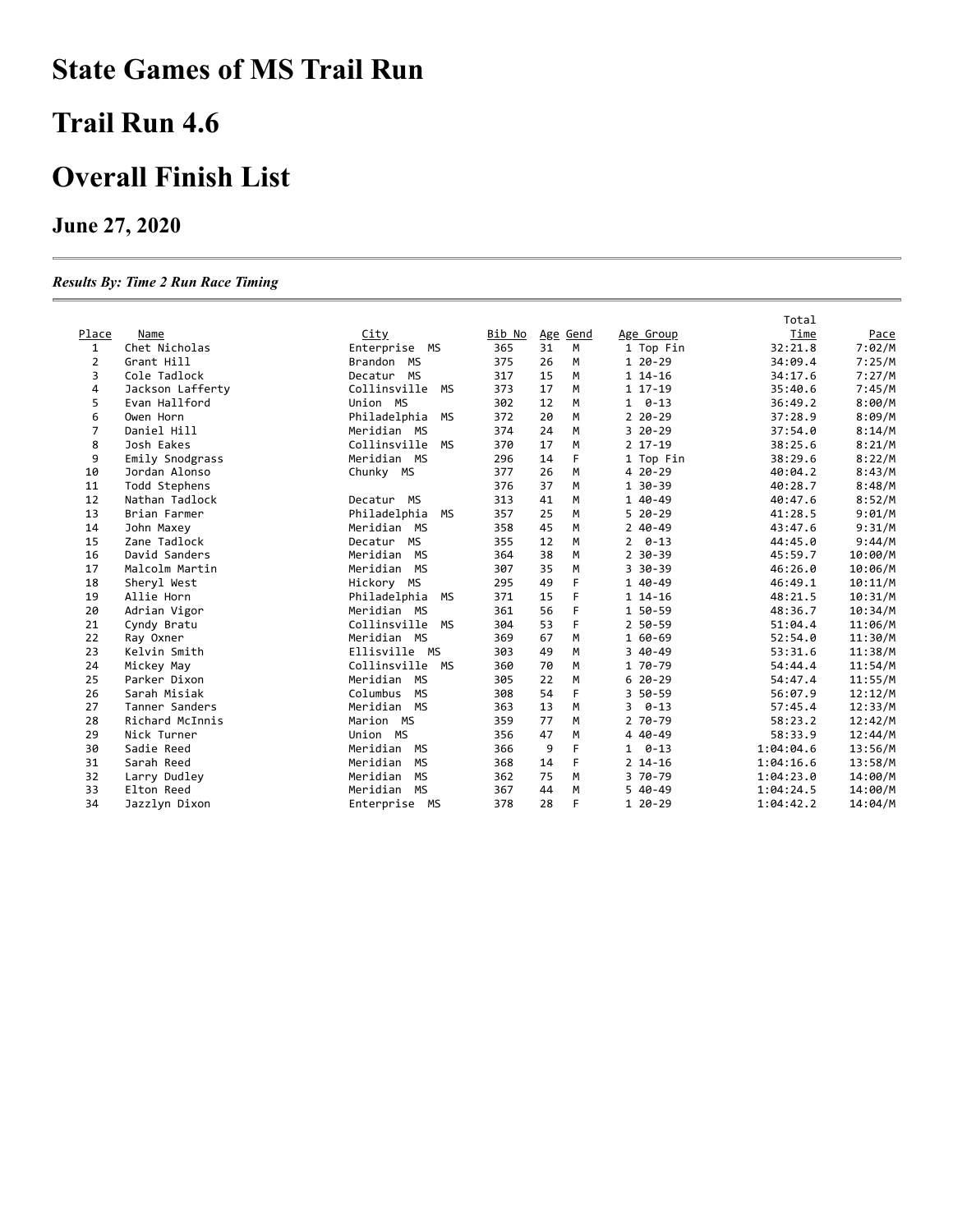# State Games of MS Trail Run

# Trail Run 4.6

# Overall Finish List

### June 27, 2020

***Results By: Time 2 Run Race Timing***

| Place | Name | City | Bib No | Age | Gend | Age Group | Total Time | Pace |
|---|---|---|---|---|---|---|---|---|
| 1 | Chet Nicholas | Enterprise MS | 365 | 31 | M | 1 Top Fin | 32:21.8 | 7:02/M |
| 2 | Grant Hill | Brandon MS | 375 | 26 | M | 1 20-29 | 34:09.4 | 7:25/M |
| 3 | Cole Tadlock | Decatur MS | 317 | 15 | M | 1 14-16 | 34:17.6 | 7:27/M |
| 4 | Jackson Lafferty | Collinsville MS | 373 | 17 | M | 1 17-19 | 35:40.6 | 7:45/M |
| 5 | Evan Hallford | Union MS | 302 | 12 | M | 1 0-13 | 36:49.2 | 8:00/M |
| 6 | Owen Horn | Philadelphia MS | 372 | 20 | M | 2 20-29 | 37:28.9 | 8:09/M |
| 7 | Daniel Hill | Meridian MS | 374 | 24 | M | 3 20-29 | 37:54.0 | 8:14/M |
| 8 | Josh Eakes | Collinsville MS | 370 | 17 | M | 2 17-19 | 38:25.6 | 8:21/M |
| 9 | Emily Snodgrass | Meridian MS | 296 | 14 | F | 1 Top Fin | 38:29.6 | 8:22/M |
| 10 | Jordan Alonso | Chunky MS | 377 | 26 | M | 4 20-29 | 40:04.2 | 8:43/M |
| 11 | Todd Stephens | | 376 | 37 | M | 1 30-39 | 40:28.7 | 8:48/M |
| 12 | Nathan Tadlock | Decatur MS | 313 | 41 | M | 1 40-49 | 40:47.6 | 8:52/M |
| 13 | Brian Farmer | Philadelphia MS | 357 | 25 | M | 5 20-29 | 41:28.5 | 9:01/M |
| 14 | John Maxey | Meridian MS | 358 | 45 | M | 2 40-49 | 43:47.6 | 9:31/M |
| 15 | Zane Tadlock | Decatur MS | 355 | 12 | M | 2 0-13 | 44:45.0 | 9:44/M |
| 16 | David Sanders | Meridian MS | 364 | 38 | M | 2 30-39 | 45:59.7 | 10:00/M |
| 17 | Malcolm Martin | Meridian MS | 307 | 35 | M | 3 30-39 | 46:26.0 | 10:06/M |
| 18 | Sheryl West | Hickory MS | 295 | 49 | F | 1 40-49 | 46:49.1 | 10:11/M |
| 19 | Allie Horn | Philadelphia MS | 371 | 15 | F | 1 14-16 | 48:21.5 | 10:31/M |
| 20 | Adrian Vigor | Meridian MS | 361 | 56 | F | 1 50-59 | 48:36.7 | 10:34/M |
| 21 | Cyndy Bratu | Collinsville MS | 304 | 53 | F | 2 50-59 | 51:04.4 | 11:06/M |
| 22 | Ray Oxner | Meridian MS | 369 | 67 | M | 1 60-69 | 52:54.0 | 11:30/M |
| 23 | Kelvin Smith | Ellisville MS | 303 | 49 | M | 3 40-49 | 53:31.6 | 11:38/M |
| 24 | Mickey May | Collinsville MS | 360 | 70 | M | 1 70-79 | 54:44.4 | 11:54/M |
| 25 | Parker Dixon | Meridian MS | 305 | 22 | M | 6 20-29 | 54:47.4 | 11:55/M |
| 26 | Sarah Misiak | Columbus MS | 308 | 54 | F | 3 50-59 | 56:07.9 | 12:12/M |
| 27 | Tanner Sanders | Meridian MS | 363 | 13 | M | 3 0-13 | 57:45.4 | 12:33/M |
| 28 | Richard McInnis | Marion MS | 359 | 77 | M | 2 70-79 | 58:23.2 | 12:42/M |
| 29 | Nick Turner | Union MS | 356 | 47 | M | 4 40-49 | 58:33.9 | 12:44/M |
| 30 | Sadie Reed | Meridian MS | 366 | 9 | F | 1 0-13 | 1:04:04.6 | 13:56/M |
| 31 | Sarah Reed | Meridian MS | 368 | 14 | F | 2 14-16 | 1:04:16.6 | 13:58/M |
| 32 | Larry Dudley | Meridian MS | 362 | 75 | M | 3 70-79 | 1:04:23.0 | 14:00/M |
| 33 | Elton Reed | Meridian MS | 367 | 44 | M | 5 40-49 | 1:04:24.5 | 14:00/M |
| 34 | Jazzlyn Dixon | Enterprise MS | 378 | 28 | F | 1 20-29 | 1:04:42.2 | 14:04/M |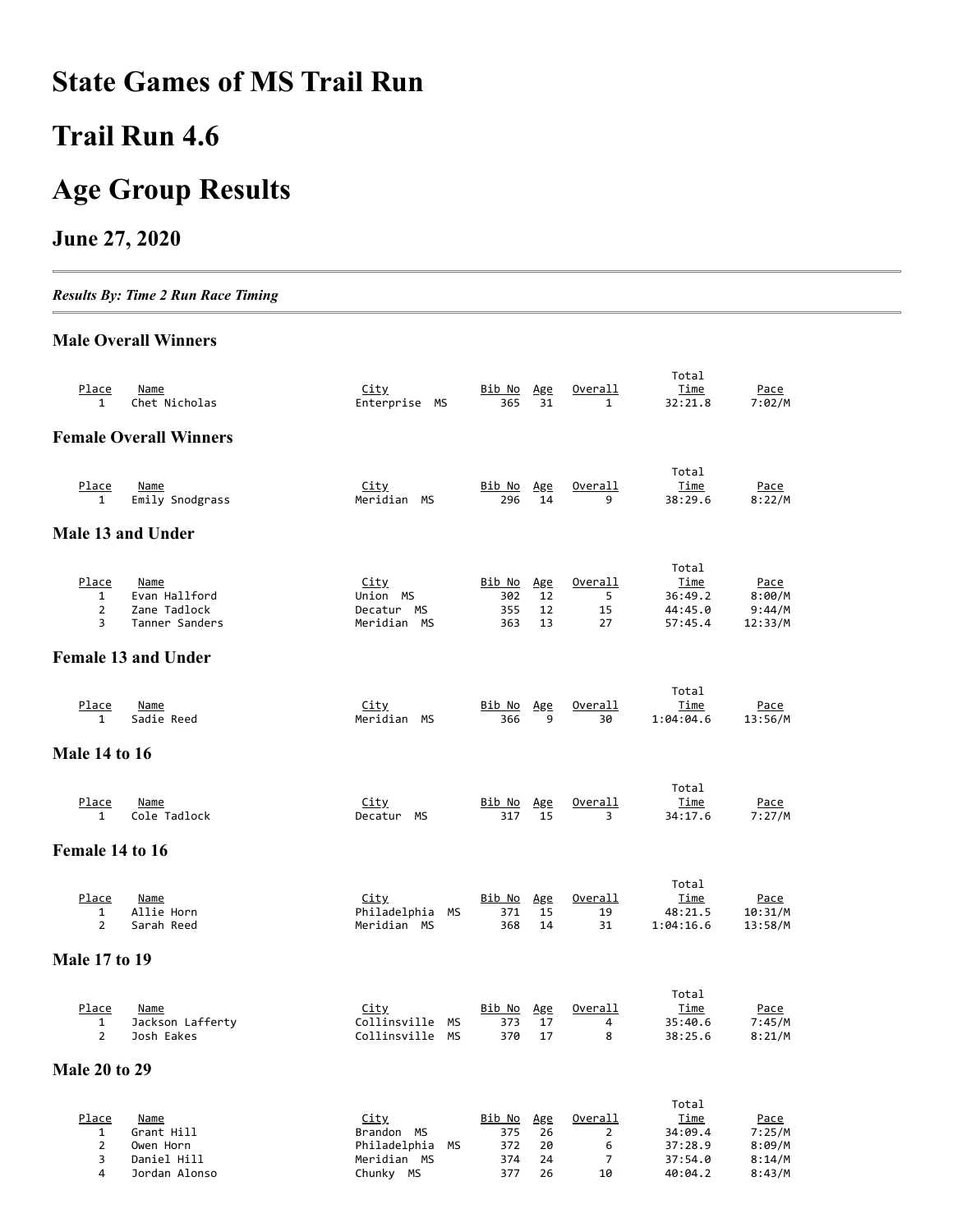# State Games of MS Trail Run

# Trail Run 4.6

# Age Group Results

## June 27, 2020

---

***Results By: Time 2 Run Race Timing***

---

### Male Overall Winners

| Place | Name | City | Bib No | Age | Overall | Total Time | Pace |
|---|---|---|---|---|---|---|---|
| 1 | Chet Nicholas | Enterprise MS | 365 | 31 | 1 | 32:21.8 | 7:02/M |

### Female Overall Winners

| Place | Name | City | Bib No | Age | Overall | Total Time | Pace |
|---|---|---|---|---|---|---|---|
| 1 | Emily Snodgrass | Meridian MS | 296 | 14 | 9 | 38:29.6 | 8:22/M |

### Male 13 and Under

| Place | Name | City | Bib No | Age | Overall | Total Time | Pace |
|---|---|---|---|---|---|---|---|
| 1 | Evan Hallford | Union MS | 302 | 12 | 5 | 36:49.2 | 8:00/M |
| 2 | Zane Tadlock | Decatur MS | 355 | 12 | 15 | 44:45.0 | 9:44/M |
| 3 | Tanner Sanders | Meridian MS | 363 | 13 | 27 | 57:45.4 | 12:33/M |

### Female 13 and Under

| Place | Name | City | Bib No | Age | Overall | Total Time | Pace |
|---|---|---|---|---|---|---|---|
| 1 | Sadie Reed | Meridian MS | 366 | 9 | 30 | 1:04:04.6 | 13:56/M |

### Male 14 to 16

| Place | Name | City | Bib No | Age | Overall | Total Time | Pace |
|---|---|---|---|---|---|---|---|
| 1 | Cole Tadlock | Decatur MS | 317 | 15 | 3 | 34:17.6 | 7:27/M |

### Female 14 to 16

| Place | Name | City | Bib No | Age | Overall | Total Time | Pace |
|---|---|---|---|---|---|---|---|
| 1 | Allie Horn | Philadelphia MS | 371 | 15 | 19 | 48:21.5 | 10:31/M |
| 2 | Sarah Reed | Meridian MS | 368 | 14 | 31 | 1:04:16.6 | 13:58/M |

### Male 17 to 19

| Place | Name | City | Bib No | Age | Overall | Total Time | Pace |
|---|---|---|---|---|---|---|---|
| 1 | Jackson Lafferty | Collinsville MS | 373 | 17 | 4 | 35:40.6 | 7:45/M |
| 2 | Josh Eakes | Collinsville MS | 370 | 17 | 8 | 38:25.6 | 8:21/M |

### Male 20 to 29

| Place | Name | City | Bib No | Age | Overall | Total Time | Pace |
|---|---|---|---|---|---|---|---|
| 1 | Grant Hill | Brandon MS | 375 | 26 | 2 | 34:09.4 | 7:25/M |
| 2 | Owen Horn | Philadelphia MS | 372 | 20 | 6 | 37:28.9 | 8:09/M |
| 3 | Daniel Hill | Meridian MS | 374 | 24 | 7 | 37:54.0 | 8:14/M |
| 4 | Jordan Alonso | Chunky MS | 377 | 26 | 10 | 40:04.2 | 8:43/M |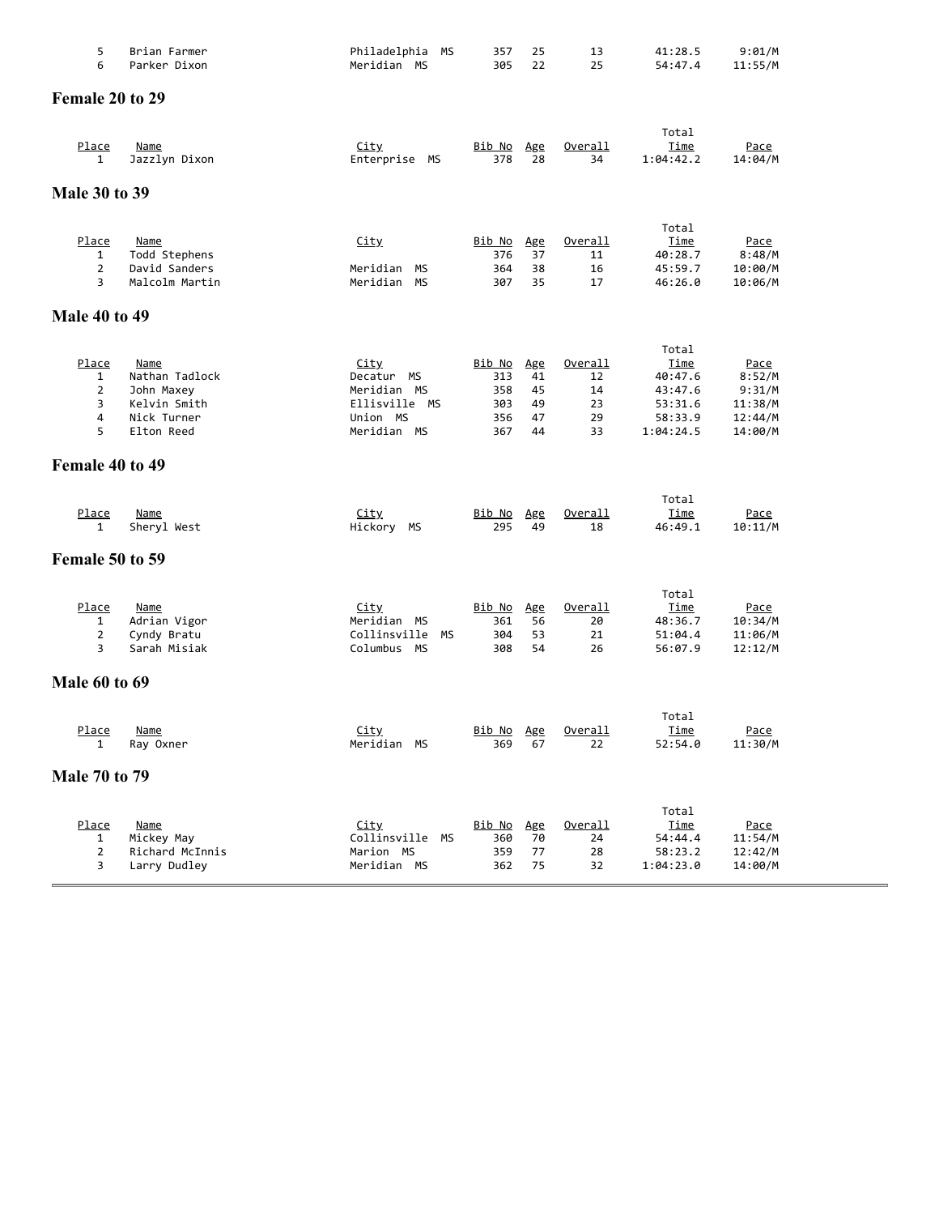| Place | Name | City | Bib No | Age | Overall | Total Time | Pace |
|---|---|---|---|---|---|---|---|
| 5 | Brian Farmer | Philadelphia MS | 357 | 25 | 13 | 41:28.5 | 9:01/M |
| 6 | Parker Dixon | Meridian MS | 305 | 22 | 25 | 54:47.4 | 11:55/M |

### Female 20 to 29

| Place | Name | City | Bib No | Age | Overall | Total Time | Pace |
|---|---|---|---|---|---|---|---|
| 1 | Jazzlyn Dixon | Enterprise MS | 378 | 28 | 34 | 1:04:42.2 | 14:04/M |

### Male 30 to 39

| Place | Name | City | Bib No | Age | Overall | Total Time | Pace |
|---|---|---|---|---|---|---|---|
| 1 | Todd Stephens | | 376 | 37 | 11 | 40:28.7 | 8:48/M |
| 2 | David Sanders | Meridian MS | 364 | 38 | 16 | 45:59.7 | 10:00/M |
| 3 | Malcolm Martin | Meridian MS | 307 | 35 | 17 | 46:26.0 | 10:06/M |

### Male 40 to 49

| Place | Name | City | Bib No | Age | Overall | Total Time | Pace |
|---|---|---|---|---|---|---|---|
| 1 | Nathan Tadlock | Decatur MS | 313 | 41 | 12 | 40:47.6 | 8:52/M |
| 2 | John Maxey | Meridian MS | 358 | 45 | 14 | 43:47.6 | 9:31/M |
| 3 | Kelvin Smith | Ellisville MS | 303 | 49 | 23 | 53:31.6 | 11:38/M |
| 4 | Nick Turner | Union MS | 356 | 47 | 29 | 58:33.9 | 12:44/M |
| 5 | Elton Reed | Meridian MS | 367 | 44 | 33 | 1:04:24.5 | 14:00/M |

### Female 40 to 49

| Place | Name | City | Bib No | Age | Overall | Total Time | Pace |
|---|---|---|---|---|---|---|---|
| 1 | Sheryl West | Hickory MS | 295 | 49 | 18 | 46:49.1 | 10:11/M |

### Female 50 to 59

| Place | Name | City | Bib No | Age | Overall | Total Time | Pace |
|---|---|---|---|---|---|---|---|
| 1 | Adrian Vigor | Meridian MS | 361 | 56 | 20 | 48:36.7 | 10:34/M |
| 2 | Cyndy Bratu | Collinsville MS | 304 | 53 | 21 | 51:04.4 | 11:06/M |
| 3 | Sarah Misiak | Columbus MS | 308 | 54 | 26 | 56:07.9 | 12:12/M |

### Male 60 to 69

| Place | Name | City | Bib No | Age | Overall | Total Time | Pace |
|---|---|---|---|---|---|---|---|
| 1 | Ray Oxner | Meridian MS | 369 | 67 | 22 | 52:54.0 | 11:30/M |

### Male 70 to 79

| Place | Name | City | Bib No | Age | Overall | Total Time | Pace |
|---|---|---|---|---|---|---|---|
| 1 | Mickey May | Collinsville MS | 360 | 70 | 24 | 54:44.4 | 11:54/M |
| 2 | Richard McInnis | Marion MS | 359 | 77 | 28 | 58:23.2 | 12:42/M |
| 3 | Larry Dudley | Meridian MS | 362 | 75 | 32 | 1:04:23.0 | 14:00/M |